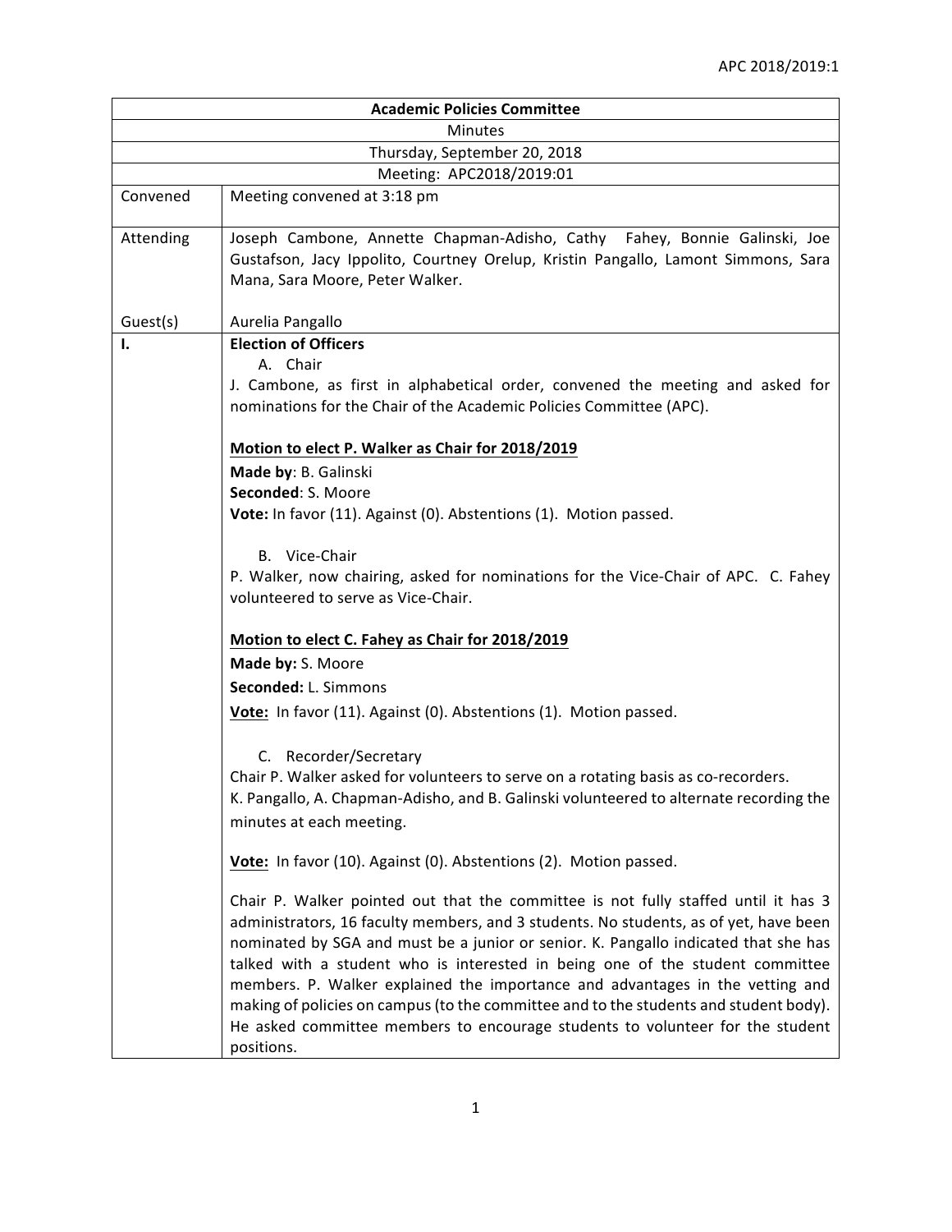| Academic Policies Committee | |
|---|---|
| Minutes | |
| Thursday, September 20, 2018 | |
| Meeting: APC2018/2019:01 | |
| Convened | Meeting convened at 3:18 pm |
| Attending | Joseph Cambone, Annette Chapman-Adisho, Cathy Fahey, Bonnie Galinski, Joe Gustafson, Jacy Ippolito, Courtney Orelup, Kristin Pangallo, Lamont Simmons, Sara Mana, Sara Moore, Peter Walker. |
| Guest(s) | Aurelia Pangallo |
| I. | **Election of Officers**<br>A. Chair<br>J. Cambone, as first in alphabetical order, convened the meeting and asked for nominations for the Chair of the Academic Policies Committee (APC).<br><br>**<u>Motion to elect P. Walker as Chair for 2018/2019</u>**<br>**Made by**: B. Galinski<br>**Seconded**: S. Moore<br>**Vote:** In favor (11). Against (0). Abstentions (1). Motion passed.<br><br>B. Vice-Chair<br>P. Walker, now chairing, asked for nominations for the Vice-Chair of APC. C. Fahey volunteered to serve as Vice-Chair.<br><br>**<u>Motion to elect C. Fahey as Chair for 2018/2019</u>**<br>**Made by:** S. Moore<br>**Seconded:** L. Simmons<br>**<u>Vote:</u>** In favor (11). Against (0). Abstentions (1). Motion passed.<br><br>C. Recorder/Secretary<br>Chair P. Walker asked for volunteers to serve on a rotating basis as co-recorders.<br>K. Pangallo, A. Chapman-Adisho, and B. Galinski volunteered to alternate recording the minutes at each meeting.<br><br>**<u>Vote:</u>** In favor (10). Against (0). Abstentions (2). Motion passed.<br><br>Chair P. Walker pointed out that the committee is not fully staffed until it has 3 administrators, 16 faculty members, and 3 students. No students, as of yet, have been nominated by SGA and must be a junior or senior. K. Pangallo indicated that she has talked with a student who is interested in being one of the student committee members. P. Walker explained the importance and advantages in the vetting and making of policies on campus (to the committee and to the students and student body). He asked committee members to encourage students to volunteer for the student positions. |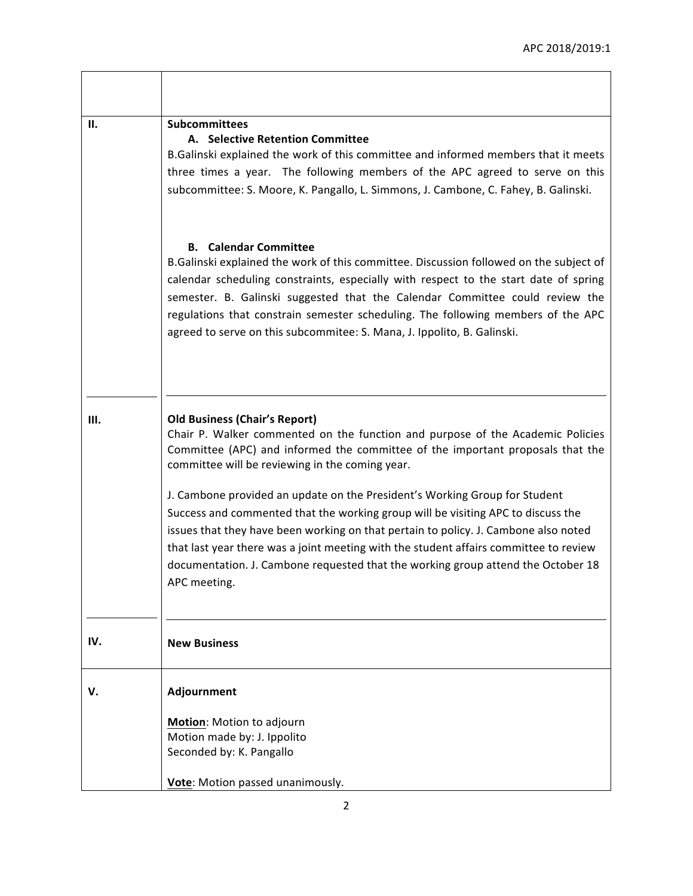| | |
|---|---|
| | |
| II. | **Subcommittees**<br>**A. Selective Retention Committee**<br>B.Galinski explained the work of this committee and informed members that it meets three times a year. The following members of the APC agreed to serve on this subcommittee: S. Moore, K. Pangallo, L. Simmons, J. Cambone, C. Fahey, B. Galinski.<br><br>**B. Calendar Committee**<br>B.Galinski explained the work of this committee. Discussion followed on the subject of calendar scheduling constraints, especially with respect to the start date of spring semester. B. Galinski suggested that the Calendar Committee could review the regulations that constrain semester scheduling. The following members of the APC agreed to serve on this subcommitee: S. Mana, J. Ippolito, B. Galinski. |
| III. | **Old Business (Chair's Report)**<br>Chair P. Walker commented on the function and purpose of the Academic Policies Committee (APC) and informed the committee of the important proposals that the committee will be reviewing in the coming year.<br><br>J. Cambone provided an update on the President's Working Group for Student Success and commented that the working group will be visiting APC to discuss the issues that they have been working on that pertain to policy. J. Cambone also noted that last year there was a joint meeting with the student affairs committee to review documentation. J. Cambone requested that the working group attend the October 18 APC meeting. |
| IV. | **New Business** |
| V. | **Adjournment**<br><br>**<u>Motion</u>**: Motion to adjourn<br>Motion made by: J. Ippolito<br>Seconded by: K. Pangallo<br><br>**<u>Vote</u>**: Motion passed unanimously. |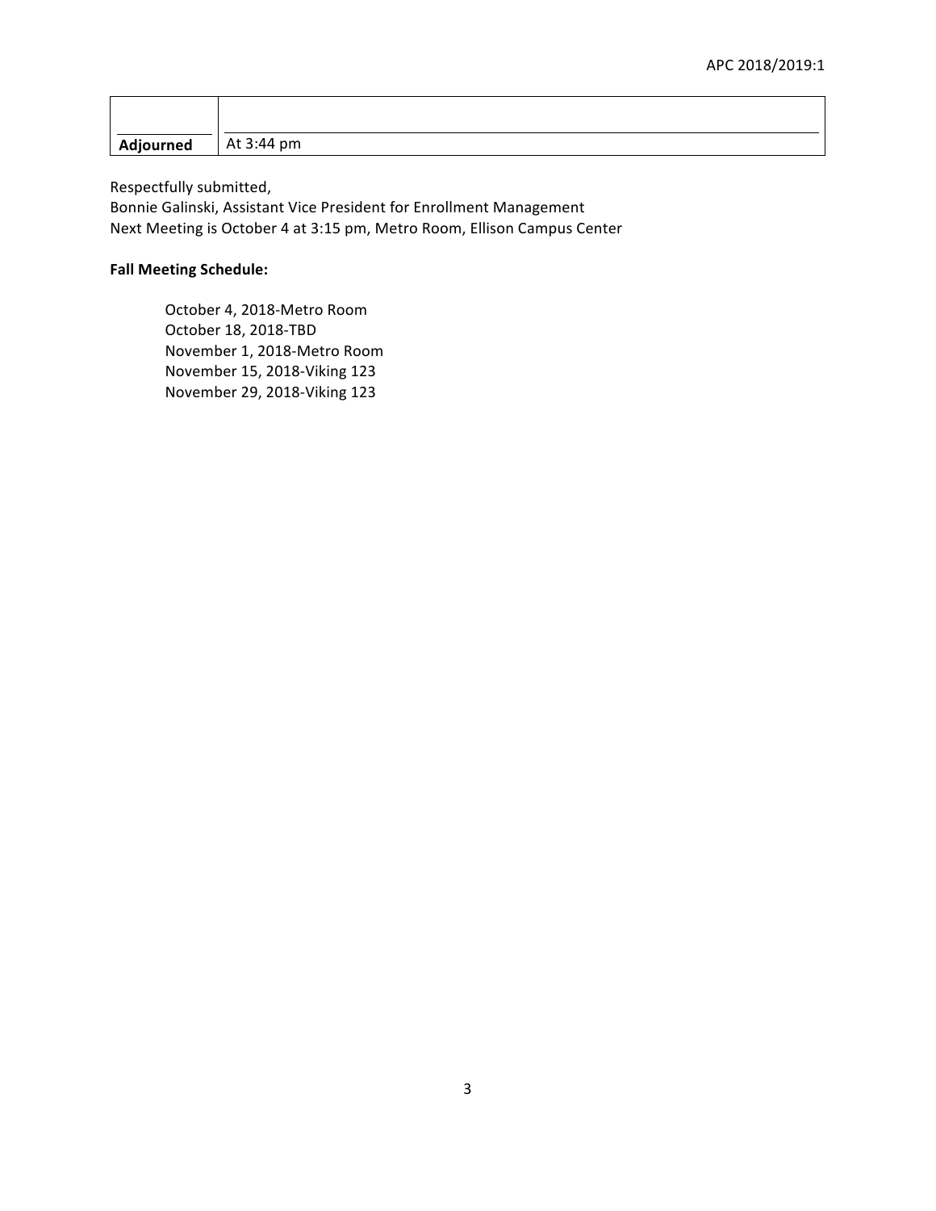| | |
|---|---|
| **Adjourned** | At 3:44 pm |

Respectfully submitted,
Bonnie Galinski, Assistant Vice President for Enrollment Management
Next Meeting is October 4 at 3:15 pm, Metro Room, Ellison Campus Center

**Fall Meeting Schedule:**

October 4, 2018-Metro Room
October 18, 2018-TBD
November 1, 2018-Metro Room
November 15, 2018-Viking 123
November 29, 2018-Viking 123